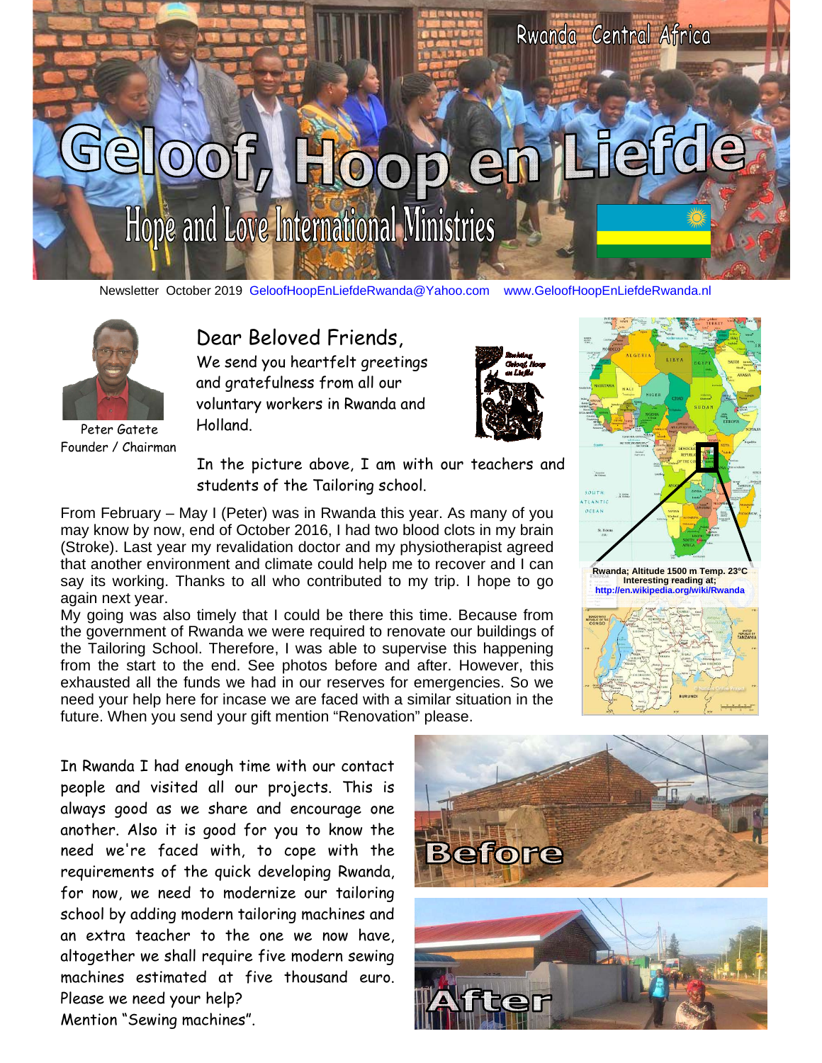Rwanda Central Africa

# Geloof, Hoop en Liefde

## Hope and Love International Ministries

Newsletter October 2019 GeloofHoopEnLiefdeRwanda@Yahoo.com www.GeloofHoopEnLiefdeRwanda.nl

Peter Gatete
Founder / Chairman

Dear Beloved Friends,

We send you heartfelt greetings and gratefulness from all our voluntary workers in Rwanda and Holland.

Stichting Geloof, Hoop en Liefde

In the picture above, I am with our teachers and students of the Tailoring school.

From February – May I (Peter) was in Rwanda this year. As many of you may know by now, end of October 2016, I had two blood clots in my brain (Stroke). Last year my revalidation doctor and my physiotherapist agreed that another environment and climate could help me to recover and I can say its working. Thanks to all who contributed to my trip. I hope to go again next year.

My going was also timely that I could be there this time. Because from the government of Rwanda we were required to renovate our buildings of the Tailoring School. Therefore, I was able to supervise this happening from the start to the end. See photos before and after. However, this exhausted all the funds we had in our reserves for emergencies. So we need your help here for incase we are faced with a similar situation in the future. When you send your gift mention "Renovation" please.

Rwanda; Altitude 1500 m Temp. 23°C
Interesting reading at;
http://en.wikipedia.org/wiki/Rwanda

In Rwanda I had enough time with our contact people and visited all our projects. This is always good as we share and encourage one another. Also it is good for you to know the need we're faced with, to cope with the requirements of the quick developing Rwanda, for now, we need to modernize our tailoring school by adding modern tailoring machines and an extra teacher to the one we now have, altogether we shall require five modern sewing machines estimated at five thousand euro. Please we need your help?
Mention "Sewing machines".

Before

After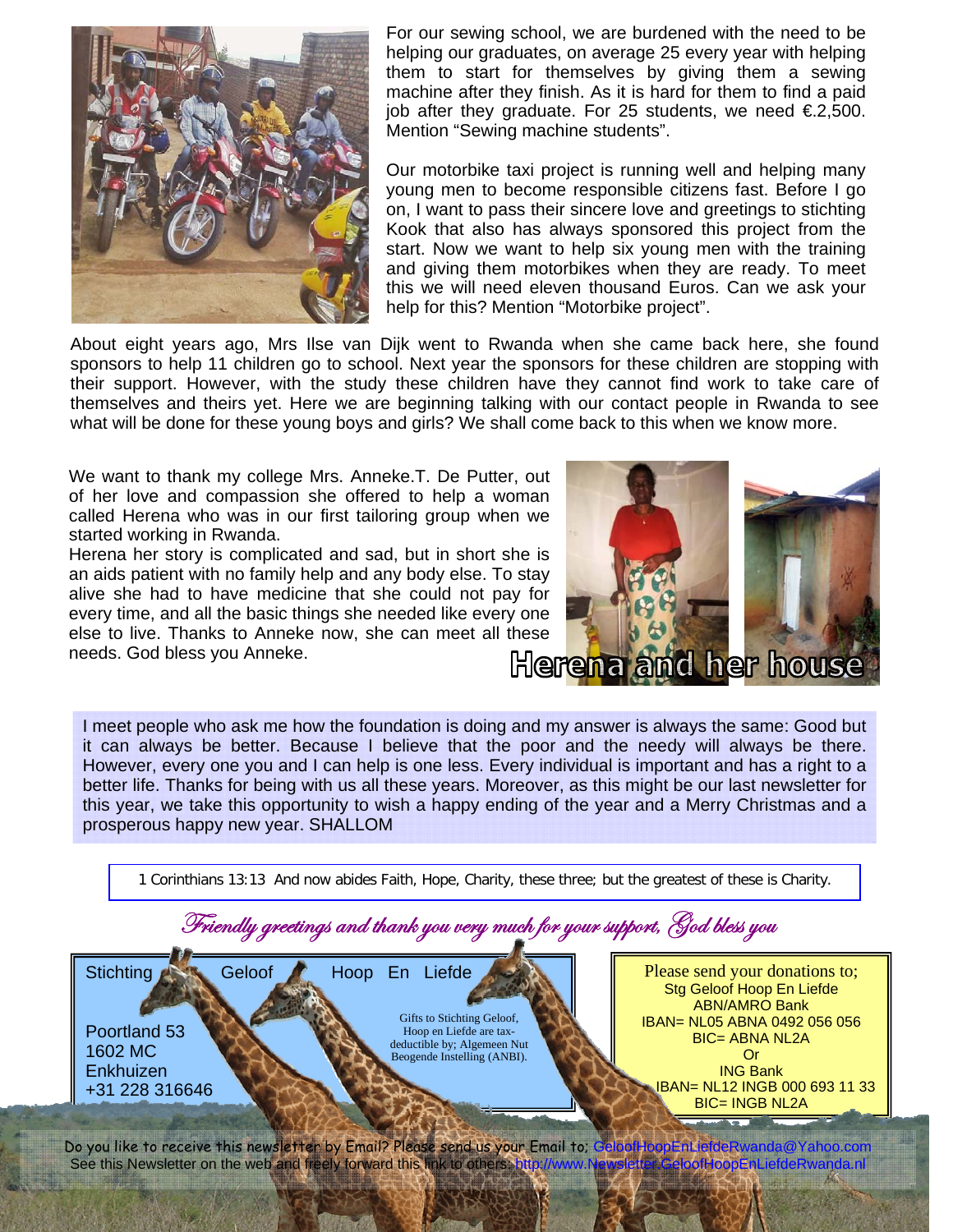For our sewing school, we are burdened with the need to be helping our graduates, on average 25 every year with helping them to start for themselves by giving them a sewing machine after they finish. As it is hard for them to find a paid job after they graduate. For 25 students, we need €.2,500. Mention “Sewing machine students”.

Our motorbike taxi project is running well and helping many young men to become responsible citizens fast. Before I go on, I want to pass their sincere love and greetings to stichting Kook that also has always sponsored this project from the start. Now we want to help six young men with the training and giving them motorbikes when they are ready. To meet this we will need eleven thousand Euros. Can we ask your help for this? Mention “Motorbike project”.

About eight years ago, Mrs Ilse van Dijk went to Rwanda when she came back here, she found sponsors to help 11 children go to school. Next year the sponsors for these children are stopping with their support. However, with the study these children have they cannot find work to take care of themselves and theirs yet. Here we are beginning talking with our contact people in Rwanda to see what will be done for these young boys and girls? We shall come back to this when we know more.

We want to thank my college Mrs. Anneke.T. De Putter, out of her love and compassion she offered to help a woman called Herena who was in our first tailoring group when we started working in Rwanda.
Herena her story is complicated and sad, but in short she is an aids patient with no family help and any body else. To stay alive she had to have medicine that she could not pay for every time, and all the basic things she needed like every one else to live. Thanks to Anneke now, she can meet all these needs. God bless you Anneke.

Herena and her house

I meet people who ask me how the foundation is doing and my answer is always the same: Good but it can always be better. Because I believe that the poor and the needy will always be there. However, every one you and I can help is one less. Every individual is important and has a right to a better life. Thanks for being with us all these years. Moreover, as this might be our last newsletter for this year, we take this opportunity to wish a happy ending of the year and a Merry Christmas and a prosperous happy new year. SHALLOM

1 Corinthians 13:13 And now abides Faith, Hope, Charity, these three; but the greatest of these is Charity.

*Friendly greetings and thank you very much for your support, God bless you*

Stichting Geloof Hoop En Liefde

Poortland 53
1602 MC
Enkhuizen
+31 228 316646

Gifts to Stichting Geloof, Hoop en Liefde are tax-deductible by; Algemeen Nut Beogende Instelling (ANBI).

Please send your donations to;
Stg Geloof Hoop En Liefde
ABN/AMRO Bank
IBAN= NL05 ABNA 0492 056 056
BIC= ABNA NL2A
Or
ING Bank
IBAN= NL12 INGB 000 693 11 33
BIC= INGB NL2A

Do you like to receive this newsletter by Email? Please send us your Email to; GeloofHoopEnLiefdeRwanda@Yahoo.com
See this Newsletter on the web and freely forward this link to others: http://www.Newsletter.GeloofHoopEnLiefdeRwanda.nl